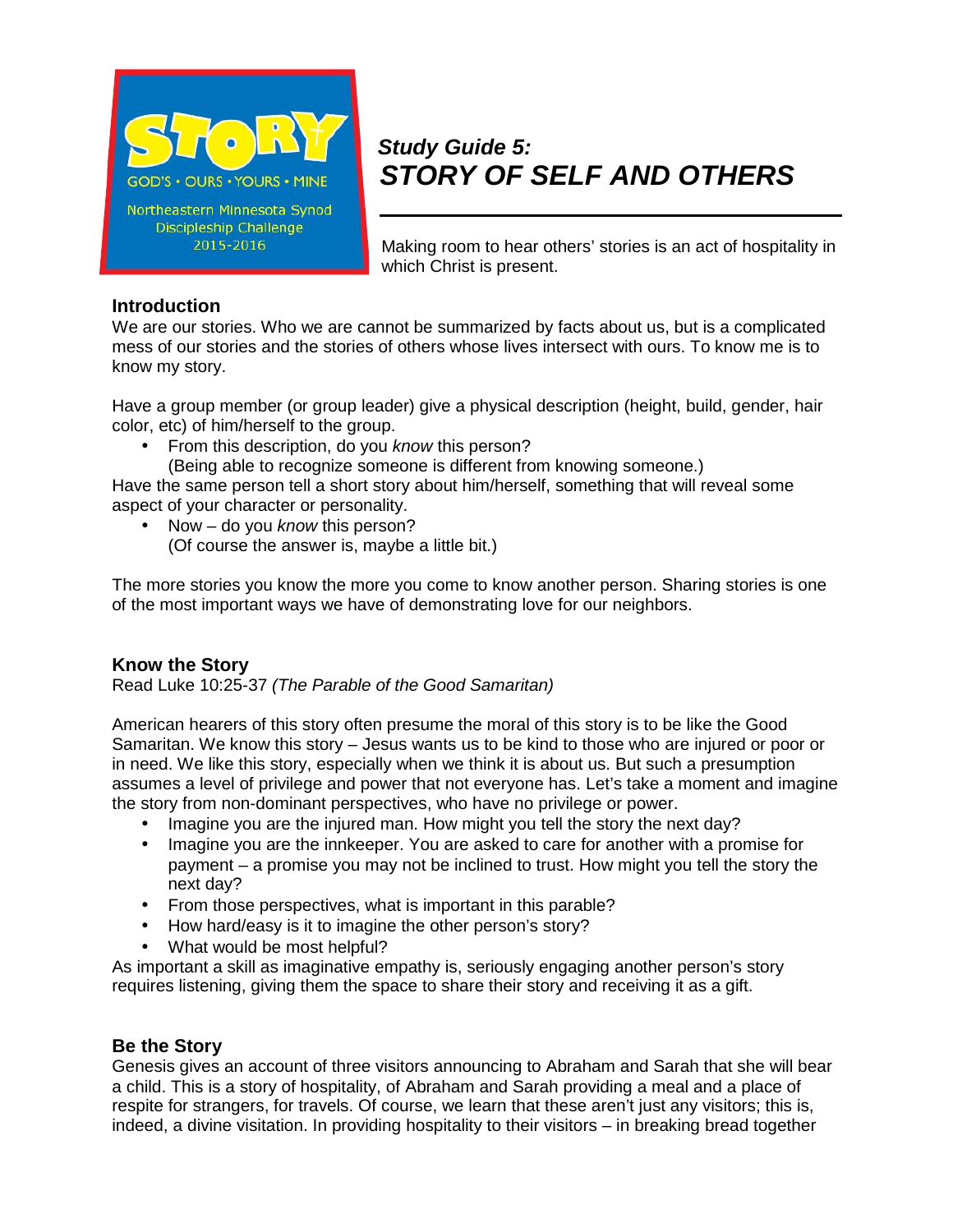STORY

GOD'S • OURS • YOURS • MINE

Northeastern Minnesota Synod
Discipleship Challenge
2015-2016

***Study Guide 5:***

# ***STORY OF SELF AND OTHERS***

Making room to hear others' stories is an act of hospitality in which Christ is present.

## Introduction

We are our stories. Who we are cannot be summarized by facts about us, but is a complicated mess of our stories and the stories of others whose lives intersect with ours. To know me is to know my story.

Have a group member (or group leader) give a physical description (height, build, gender, hair color, etc) of him/herself to the group.

- From this description, do you *know* this person?
  (Being able to recognize someone is different from knowing someone.)

Have the same person tell a short story about him/herself, something that will reveal some aspect of your character or personality.

- Now – do you *know* this person?
  (Of course the answer is, maybe a little bit.)

The more stories you know the more you come to know another person. Sharing stories is one of the most important ways we have of demonstrating love for our neighbors.

## Know the Story

Read Luke 10:25-37 *(The Parable of the Good Samaritan)*

American hearers of this story often presume the moral of this story is to be like the Good Samaritan. We know this story – Jesus wants us to be kind to those who are injured or poor or in need. We like this story, especially when we think it is about us. But such a presumption assumes a level of privilege and power that not everyone has. Let's take a moment and imagine the story from non-dominant perspectives, who have no privilege or power.

- Imagine you are the injured man. How might you tell the story the next day?
- Imagine you are the innkeeper. You are asked to care for another with a promise for payment – a promise you may not be inclined to trust. How might you tell the story the next day?
- From those perspectives, what is important in this parable?
- How hard/easy is it to imagine the other person's story?
- What would be most helpful?

As important a skill as imaginative empathy is, seriously engaging another person's story requires listening, giving them the space to share their story and receiving it as a gift.

## Be the Story

Genesis gives an account of three visitors announcing to Abraham and Sarah that she will bear a child. This is a story of hospitality, of Abraham and Sarah providing a meal and a place of respite for strangers, for travels. Of course, we learn that these aren't just any visitors; this is, indeed, a divine visitation. In providing hospitality to their visitors – in breaking bread together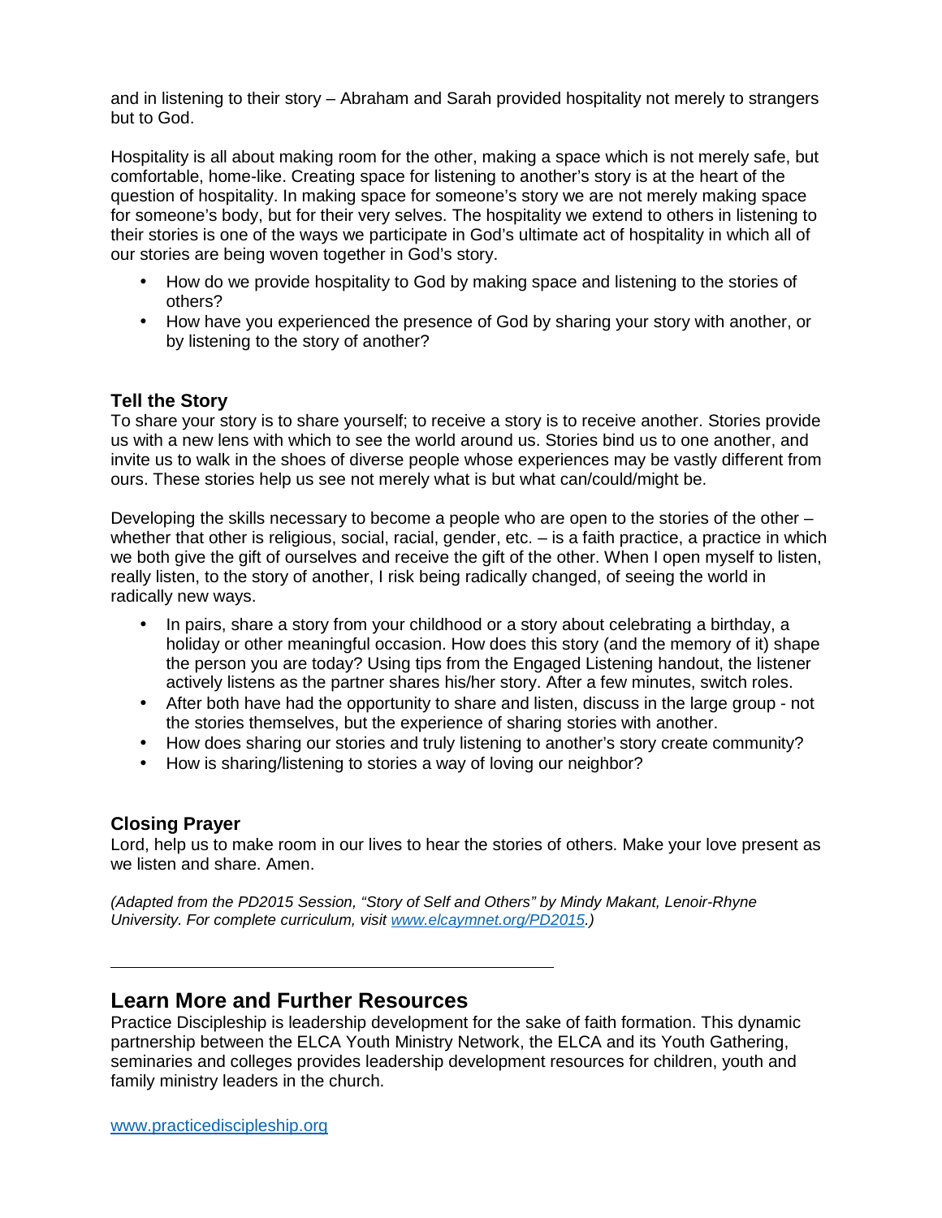and in listening to their story – Abraham and Sarah provided hospitality not merely to strangers but to God.

Hospitality is all about making room for the other, making a space which is not merely safe, but comfortable, home-like. Creating space for listening to another's story is at the heart of the question of hospitality. In making space for someone's story we are not merely making space for someone's body, but for their very selves. The hospitality we extend to others in listening to their stories is one of the ways we participate in God's ultimate act of hospitality in which all of our stories are being woven together in God's story.

- How do we provide hospitality to God by making space and listening to the stories of others?
- How have you experienced the presence of God by sharing your story with another, or by listening to the story of another?

### Tell the Story

To share your story is to share yourself; to receive a story is to receive another. Stories provide us with a new lens with which to see the world around us. Stories bind us to one another, and invite us to walk in the shoes of diverse people whose experiences may be vastly different from ours. These stories help us see not merely what is but what can/could/might be.

Developing the skills necessary to become a people who are open to the stories of the other – whether that other is religious, social, racial, gender, etc. – is a faith practice, a practice in which we both give the gift of ourselves and receive the gift of the other. When I open myself to listen, really listen, to the story of another, I risk being radically changed, of seeing the world in radically new ways.

- In pairs, share a story from your childhood or a story about celebrating a birthday, a holiday or other meaningful occasion. How does this story (and the memory of it) shape the person you are today? Using tips from the Engaged Listening handout, the listener actively listens as the partner shares his/her story. After a few minutes, switch roles.
- After both have had the opportunity to share and listen, discuss in the large group - not the stories themselves, but the experience of sharing stories with another.
- How does sharing our stories and truly listening to another's story create community?
- How is sharing/listening to stories a way of loving our neighbor?

### Closing Prayer

Lord, help us to make room in our lives to hear the stories of others. Make your love present as we listen and share. Amen.

*(Adapted from the PD2015 Session, "Story of Self and Others" by Mindy Makant, Lenoir-Rhyne University. For complete curriculum, visit [www.elcaymnet.org/PD2015](www.elcaymnet.org/PD2015).)*

---

## Learn More and Further Resources

Practice Discipleship is leadership development for the sake of faith formation. This dynamic partnership between the ELCA Youth Ministry Network, the ELCA and its Youth Gathering, seminaries and colleges provides leadership development resources for children, youth and family ministry leaders in the church.

[www.practicediscipleship.org](www.practicediscipleship.org)